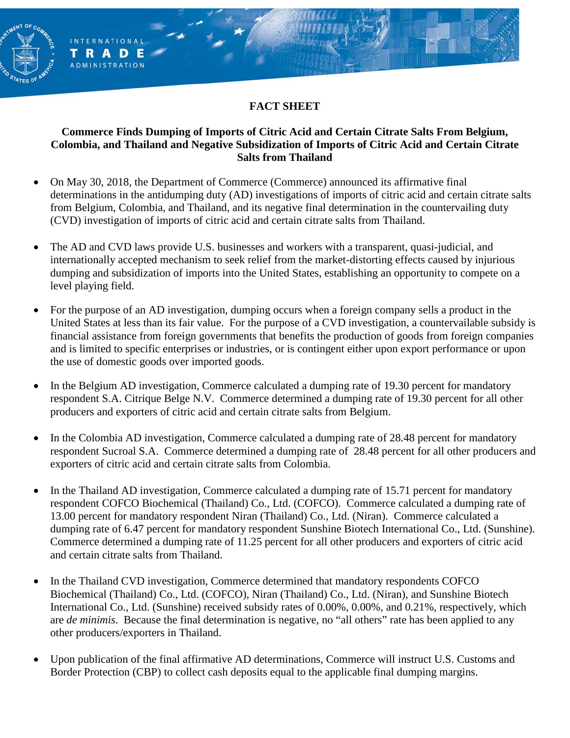INTERNATIONAL TRADE ADMINISTRATION

**FACT SHEET**

**Commerce Finds Dumping of Imports of Citric Acid and Certain Citrate Salts From Belgium, Colombia, and Thailand and Negative Subsidization of Imports of Citric Acid and Certain Citrate Salts from Thailand**

- On May 30, 2018, the Department of Commerce (Commerce) announced its affirmative final determinations in the antidumping duty (AD) investigations of imports of citric acid and certain citrate salts from Belgium, Colombia, and Thailand, and its negative final determination in the countervailing duty (CVD) investigation of imports of citric acid and certain citrate salts from Thailand.

- The AD and CVD laws provide U.S. businesses and workers with a transparent, quasi-judicial, and internationally accepted mechanism to seek relief from the market-distorting effects caused by injurious dumping and subsidization of imports into the United States, establishing an opportunity to compete on a level playing field.

- For the purpose of an AD investigation, dumping occurs when a foreign company sells a product in the United States at less than its fair value. For the purpose of a CVD investigation, a countervailable subsidy is financial assistance from foreign governments that benefits the production of goods from foreign companies and is limited to specific enterprises or industries, or is contingent either upon export performance or upon the use of domestic goods over imported goods.

- In the Belgium AD investigation, Commerce calculated a dumping rate of 19.30 percent for mandatory respondent S.A. Citrique Belge N.V. Commerce determined a dumping rate of 19.30 percent for all other producers and exporters of citric acid and certain citrate salts from Belgium.

- In the Colombia AD investigation, Commerce calculated a dumping rate of 28.48 percent for mandatory respondent Sucroal S.A. Commerce determined a dumping rate of 28.48 percent for all other producers and exporters of citric acid and certain citrate salts from Colombia.

- In the Thailand AD investigation, Commerce calculated a dumping rate of 15.71 percent for mandatory respondent COFCO Biochemical (Thailand) Co., Ltd. (COFCO). Commerce calculated a dumping rate of 13.00 percent for mandatory respondent Niran (Thailand) Co., Ltd. (Niran). Commerce calculated a dumping rate of 6.47 percent for mandatory respondent Sunshine Biotech International Co., Ltd. (Sunshine). Commerce determined a dumping rate of 11.25 percent for all other producers and exporters of citric acid and certain citrate salts from Thailand.

- In the Thailand CVD investigation, Commerce determined that mandatory respondents COFCO Biochemical (Thailand) Co., Ltd. (COFCO), Niran (Thailand) Co., Ltd. (Niran), and Sunshine Biotech International Co., Ltd. (Sunshine) received subsidy rates of 0.00%, 0.00%, and 0.21%, respectively, which are *de minimis*. Because the final determination is negative, no "all others" rate has been applied to any other producers/exporters in Thailand.

- Upon publication of the final affirmative AD determinations, Commerce will instruct U.S. Customs and Border Protection (CBP) to collect cash deposits equal to the applicable final dumping margins.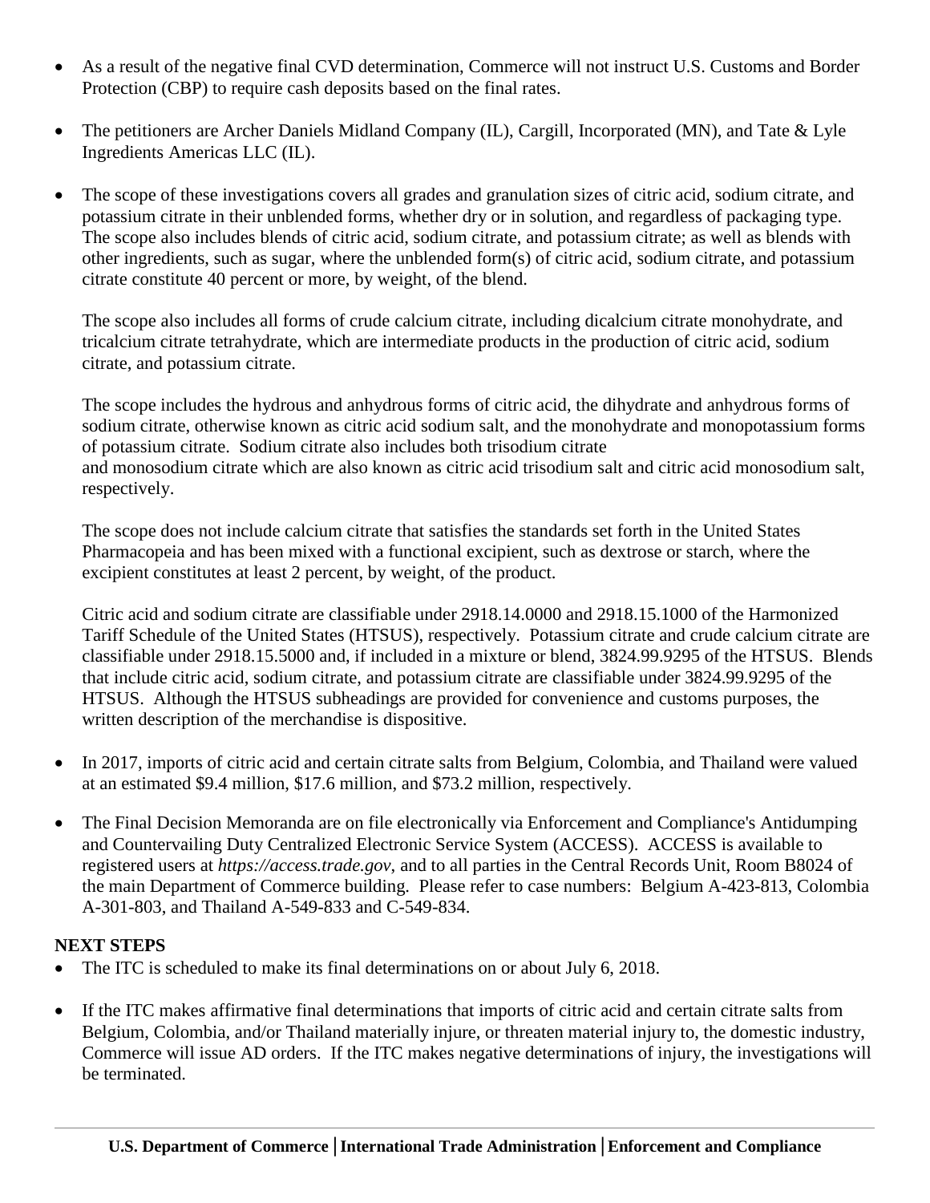- As a result of the negative final CVD determination, Commerce will not instruct U.S. Customs and Border Protection (CBP) to require cash deposits based on the final rates.

- The petitioners are Archer Daniels Midland Company (IL), Cargill, Incorporated (MN), and Tate & Lyle Ingredients Americas LLC (IL).

- The scope of these investigations covers all grades and granulation sizes of citric acid, sodium citrate, and potassium citrate in their unblended forms, whether dry or in solution, and regardless of packaging type. The scope also includes blends of citric acid, sodium citrate, and potassium citrate; as well as blends with other ingredients, such as sugar, where the unblended form(s) of citric acid, sodium citrate, and potassium citrate constitute 40 percent or more, by weight, of the blend.

  The scope also includes all forms of crude calcium citrate, including dicalcium citrate monohydrate, and tricalcium citrate tetrahydrate, which are intermediate products in the production of citric acid, sodium citrate, and potassium citrate.

  The scope includes the hydrous and anhydrous forms of citric acid, the dihydrate and anhydrous forms of sodium citrate, otherwise known as citric acid sodium salt, and the monohydrate and monopotassium forms of potassium citrate. Sodium citrate also includes both trisodium citrate and monosodium citrate which are also known as citric acid trisodium salt and citric acid monosodium salt, respectively.

  The scope does not include calcium citrate that satisfies the standards set forth in the United States Pharmacopeia and has been mixed with a functional excipient, such as dextrose or starch, where the excipient constitutes at least 2 percent, by weight, of the product.

  Citric acid and sodium citrate are classifiable under 2918.14.0000 and 2918.15.1000 of the Harmonized Tariff Schedule of the United States (HTSUS), respectively. Potassium citrate and crude calcium citrate are classifiable under 2918.15.5000 and, if included in a mixture or blend, 3824.99.9295 of the HTSUS. Blends that include citric acid, sodium citrate, and potassium citrate are classifiable under 3824.99.9295 of the HTSUS. Although the HTSUS subheadings are provided for convenience and customs purposes, the written description of the merchandise is dispositive.

- In 2017, imports of citric acid and certain citrate salts from Belgium, Colombia, and Thailand were valued at an estimated $9.4 million, $17.6 million, and $73.2 million, respectively.

- The Final Decision Memoranda are on file electronically via Enforcement and Compliance's Antidumping and Countervailing Duty Centralized Electronic Service System (ACCESS). ACCESS is available to registered users at *https://access.trade.gov*, and to all parties in the Central Records Unit, Room B8024 of the main Department of Commerce building. Please refer to case numbers: Belgium A-423-813, Colombia A-301-803, and Thailand A-549-833 and C-549-834.

**NEXT STEPS**

- The ITC is scheduled to make its final determinations on or about July 6, 2018.

- If the ITC makes affirmative final determinations that imports of citric acid and certain citrate salts from Belgium, Colombia, and/or Thailand materially injure, or threaten material injury to, the domestic industry, Commerce will issue AD orders. If the ITC makes negative determinations of injury, the investigations will be terminated.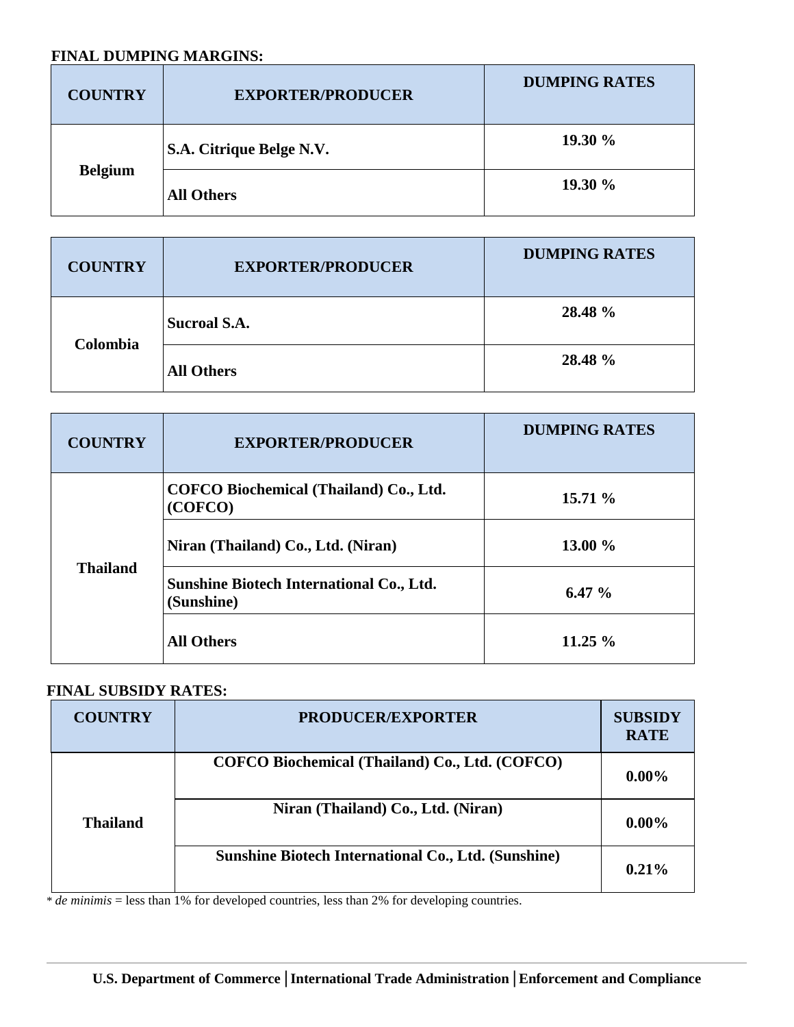**FINAL DUMPING MARGINS:**

| COUNTRY | EXPORTER/PRODUCER | DUMPING RATES |
|---|---|---|
| Belgium | S.A. Citrique Belge N.V. | 19.30 % |
| | All Others | 19.30 % |

| COUNTRY | EXPORTER/PRODUCER | DUMPING RATES |
|---|---|---|
| Colombia | Sucroal S.A. | 28.48 % |
| | All Others | 28.48 % |

| COUNTRY | EXPORTER/PRODUCER | DUMPING RATES |
|---|---|---|
| Thailand | COFCO Biochemical (Thailand) Co., Ltd. (COFCO) | 15.71 % |
| | Niran (Thailand) Co., Ltd. (Niran) | 13.00 % |
| | Sunshine Biotech International Co., Ltd. (Sunshine) | 6.47 % |
| | All Others | 11.25 % |

**FINAL SUBSIDY RATES:**

| COUNTRY | PRODUCER/EXPORTER | SUBSIDY RATE |
|---|---|---|
| Thailand | COFCO Biochemical (Thailand) Co., Ltd. (COFCO) | 0.00% |
| | Niran (Thailand) Co., Ltd. (Niran) | 0.00% |
| | Sunshine Biotech International Co., Ltd. (Sunshine) | 0.21% |

* *de minimis* = less than 1% for developed countries, less than 2% for developing countries.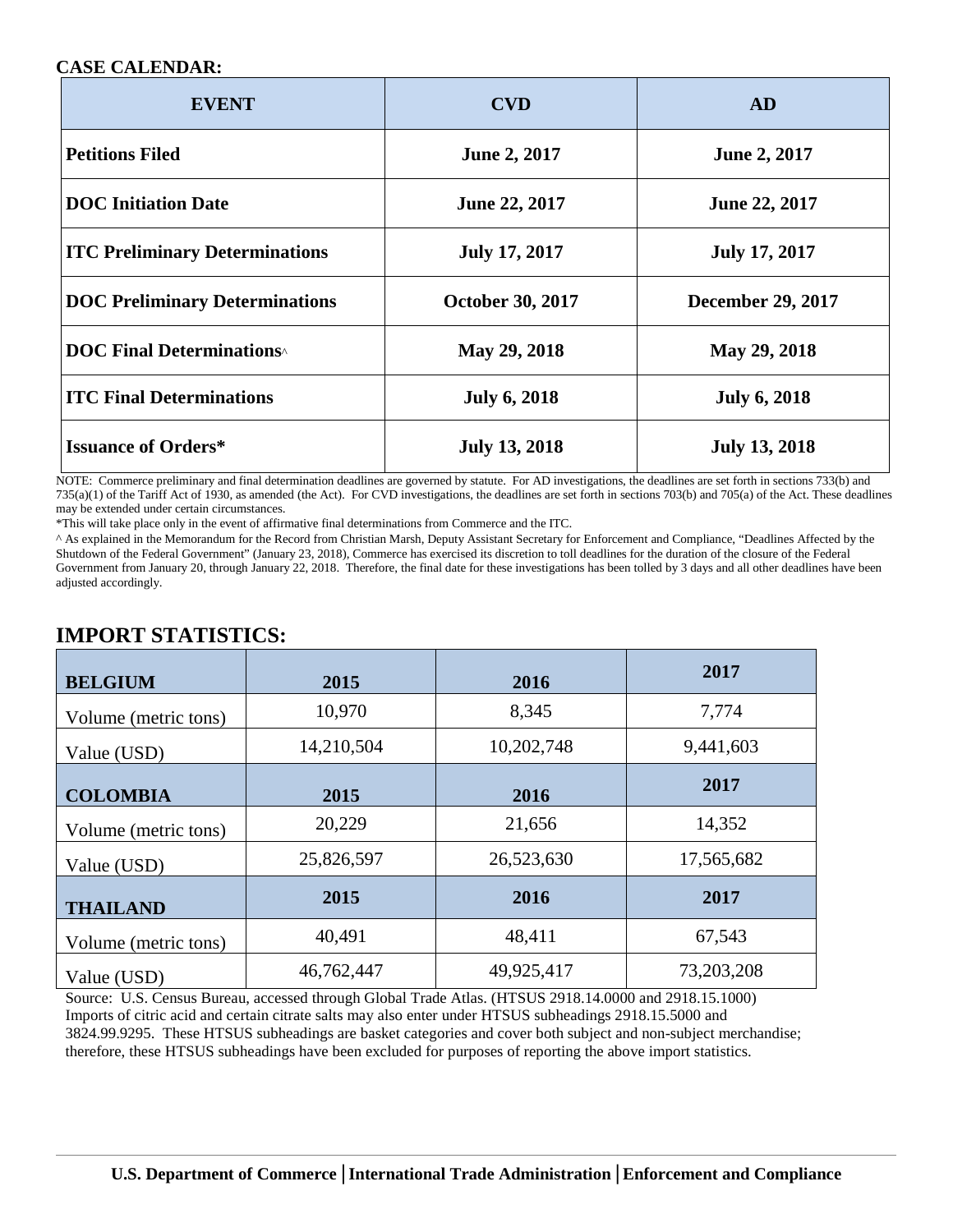**CASE CALENDAR:**

| EVENT | CVD | AD |
|---|---|---|
| **Petitions Filed** | **June 2, 2017** | **June 2, 2017** |
| **DOC Initiation Date** | **June 22, 2017** | **June 22, 2017** |
| **ITC Preliminary Determinations** | **July 17, 2017** | **July 17, 2017** |
| **DOC Preliminary Determinations** | **October 30, 2017** | **December 29, 2017** |
| **DOC Final Determinations^** | **May 29, 2018** | **May 29, 2018** |
| **ITC Final Determinations** | **July 6, 2018** | **July 6, 2018** |
| **Issuance of Orders*** | **July 13, 2018** | **July 13, 2018** |

NOTE: Commerce preliminary and final determination deadlines are governed by statute. For AD investigations, the deadlines are set forth in sections 733(b) and 735(a)(1) of the Tariff Act of 1930, as amended (the Act). For CVD investigations, the deadlines are set forth in sections 703(b) and 705(a) of the Act. These deadlines may be extended under certain circumstances.

*This will take place only in the event of affirmative final determinations from Commerce and the ITC.

^ As explained in the Memorandum for the Record from Christian Marsh, Deputy Assistant Secretary for Enforcement and Compliance, "Deadlines Affected by the Shutdown of the Federal Government" (January 23, 2018), Commerce has exercised its discretion to toll deadlines for the duration of the closure of the Federal Government from January 20, through January 22, 2018. Therefore, the final date for these investigations has been tolled by 3 days and all other deadlines have been adjusted accordingly.

## IMPORT STATISTICS:

| BELGIUM | 2015 | 2016 | 2017 |
|---|---|---|---|
| Volume (metric tons) | 10,970 | 8,345 | 7,774 |
| Value (USD) | 14,210,504 | 10,202,748 | 9,441,603 |
| **COLOMBIA** | **2015** | **2016** | **2017** |
| Volume (metric tons) | 20,229 | 21,656 | 14,352 |
| Value (USD) | 25,826,597 | 26,523,630 | 17,565,682 |
| **THAILAND** | **2015** | **2016** | **2017** |
| Volume (metric tons) | 40,491 | 48,411 | 67,543 |
| Value (USD) | 46,762,447 | 49,925,417 | 73,203,208 |

Source: U.S. Census Bureau, accessed through Global Trade Atlas. (HTSUS 2918.14.0000 and 2918.15.1000) Imports of citric acid and certain citrate salts may also enter under HTSUS subheadings 2918.15.5000 and 3824.99.9295. These HTSUS subheadings are basket categories and cover both subject and non-subject merchandise; therefore, these HTSUS subheadings have been excluded for purposes of reporting the above import statistics.